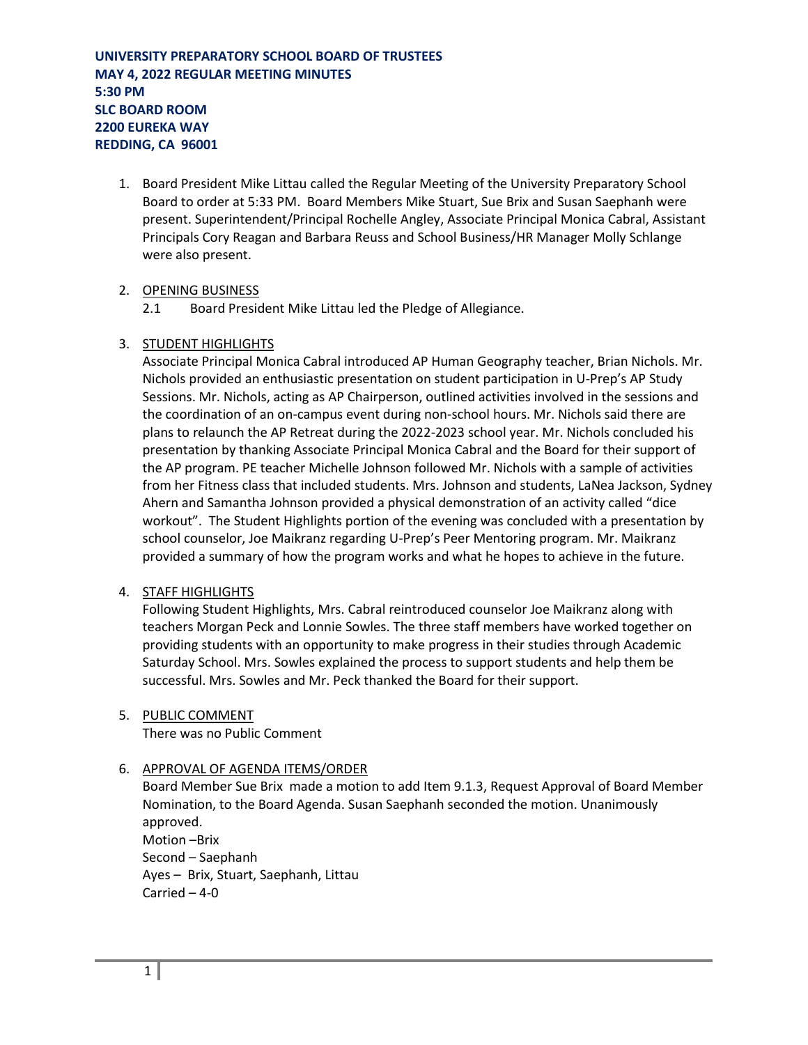**UNIVERSITY PREPARATORY SCHOOL BOARD OF TRUSTEES**
**MAY 4, 2022 REGULAR MEETING MINUTES**
**5:30 PM**
**SLC BOARD ROOM**
**2200 EUREKA WAY**
**REDDING, CA 96001**

1. Board President Mike Littau called the Regular Meeting of the University Preparatory School Board to order at 5:33 PM. Board Members Mike Stuart, Sue Brix and Susan Saephanh were present. Superintendent/Principal Rochelle Angley, Associate Principal Monica Cabral, Assistant Principals Cory Reagan and Barbara Reuss and School Business/HR Manager Molly Schlange were also present.

2. OPENING BUSINESS
   2.1 Board President Mike Littau led the Pledge of Allegiance.

3. STUDENT HIGHLIGHTS
   Associate Principal Monica Cabral introduced AP Human Geography teacher, Brian Nichols. Mr. Nichols provided an enthusiastic presentation on student participation in U-Prep's AP Study Sessions. Mr. Nichols, acting as AP Chairperson, outlined activities involved in the sessions and the coordination of an on-campus event during non-school hours. Mr. Nichols said there are plans to relaunch the AP Retreat during the 2022-2023 school year. Mr. Nichols concluded his presentation by thanking Associate Principal Monica Cabral and the Board for their support of the AP program. PE teacher Michelle Johnson followed Mr. Nichols with a sample of activities from her Fitness class that included students. Mrs. Johnson and students, LaNea Jackson, Sydney Ahern and Samantha Johnson provided a physical demonstration of an activity called "dice workout". The Student Highlights portion of the evening was concluded with a presentation by school counselor, Joe Maikranz regarding U-Prep's Peer Mentoring program. Mr. Maikranz provided a summary of how the program works and what he hopes to achieve in the future.

4. STAFF HIGHLIGHTS
   Following Student Highlights, Mrs. Cabral reintroduced counselor Joe Maikranz along with teachers Morgan Peck and Lonnie Sowles. The three staff members have worked together on providing students with an opportunity to make progress in their studies through Academic Saturday School. Mrs. Sowles explained the process to support students and help them be successful. Mrs. Sowles and Mr. Peck thanked the Board for their support.

5. PUBLIC COMMENT
   There was no Public Comment

6. APPROVAL OF AGENDA ITEMS/ORDER
   Board Member Sue Brix made a motion to add Item 9.1.3, Request Approval of Board Member Nomination, to the Board Agenda. Susan Saephanh seconded the motion. Unanimously approved.
   Motion –Brix
   Second – Saephanh
   Ayes – Brix, Stuart, Saephanh, Littau
   Carried – 4-0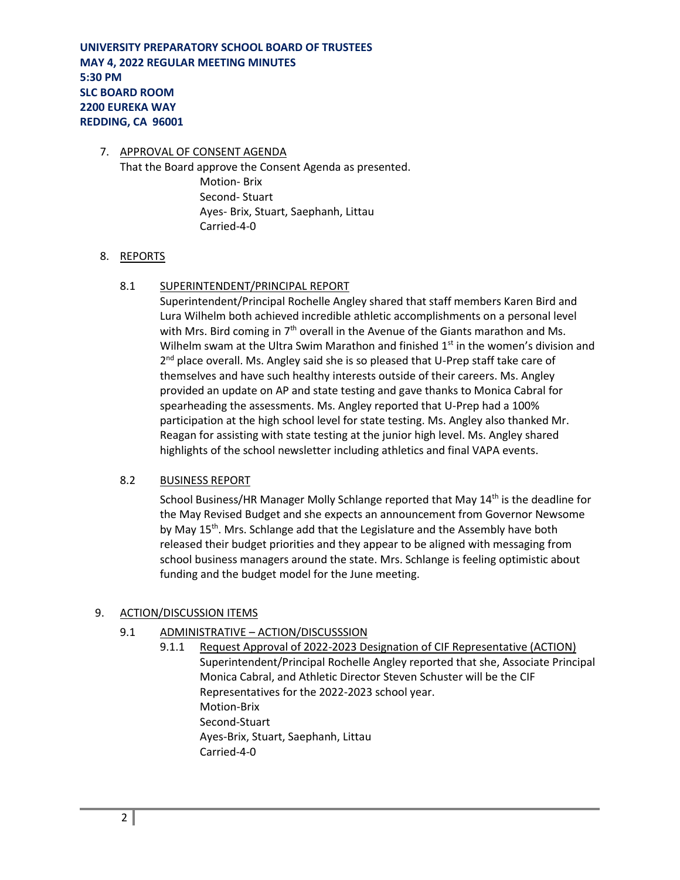**UNIVERSITY PREPARATORY SCHOOL BOARD OF TRUSTEES**
**MAY 4, 2022 REGULAR MEETING MINUTES**
**5:30 PM**
**SLC BOARD ROOM**
**2200 EUREKA WAY**
**REDDING, CA 96001**

7. APPROVAL OF CONSENT AGENDA

   That the Board approve the Consent Agenda as presented.

   Motion- Brix
   Second- Stuart
   Ayes- Brix, Stuart, Saephanh, Littau
   Carried-4-0

8. REPORTS

   8.1 SUPERINTENDENT/PRINCIPAL REPORT

   Superintendent/Principal Rochelle Angley shared that staff members Karen Bird and Lura Wilhelm both achieved incredible athletic accomplishments on a personal level with Mrs. Bird coming in 7th overall in the Avenue of the Giants marathon and Ms. Wilhelm swam at the Ultra Swim Marathon and finished 1st in the women's division and 2nd place overall. Ms. Angley said she is so pleased that U-Prep staff take care of themselves and have such healthy interests outside of their careers. Ms. Angley provided an update on AP and state testing and gave thanks to Monica Cabral for spearheading the assessments. Ms. Angley reported that U-Prep had a 100% participation at the high school level for state testing. Ms. Angley also thanked Mr. Reagan for assisting with state testing at the junior high level. Ms. Angley shared highlights of the school newsletter including athletics and final VAPA events.

   8.2 BUSINESS REPORT

   School Business/HR Manager Molly Schlange reported that May 14th is the deadline for the May Revised Budget and she expects an announcement from Governor Newsome by May 15th. Mrs. Schlange add that the Legislature and the Assembly have both released their budget priorities and they appear to be aligned with messaging from school business managers around the state. Mrs. Schlange is feeling optimistic about funding and the budget model for the June meeting.

9. ACTION/DISCUSSION ITEMS

   9.1 ADMINISTRATIVE – ACTION/DISCUSSSION

   9.1.1 Request Approval of 2022-2023 Designation of CIF Representative (ACTION)

   Superintendent/Principal Rochelle Angley reported that she, Associate Principal Monica Cabral, and Athletic Director Steven Schuster will be the CIF Representatives for the 2022-2023 school year.

   Motion-Brix
   Second-Stuart
   Ayes-Brix, Stuart, Saephanh, Littau
   Carried-4-0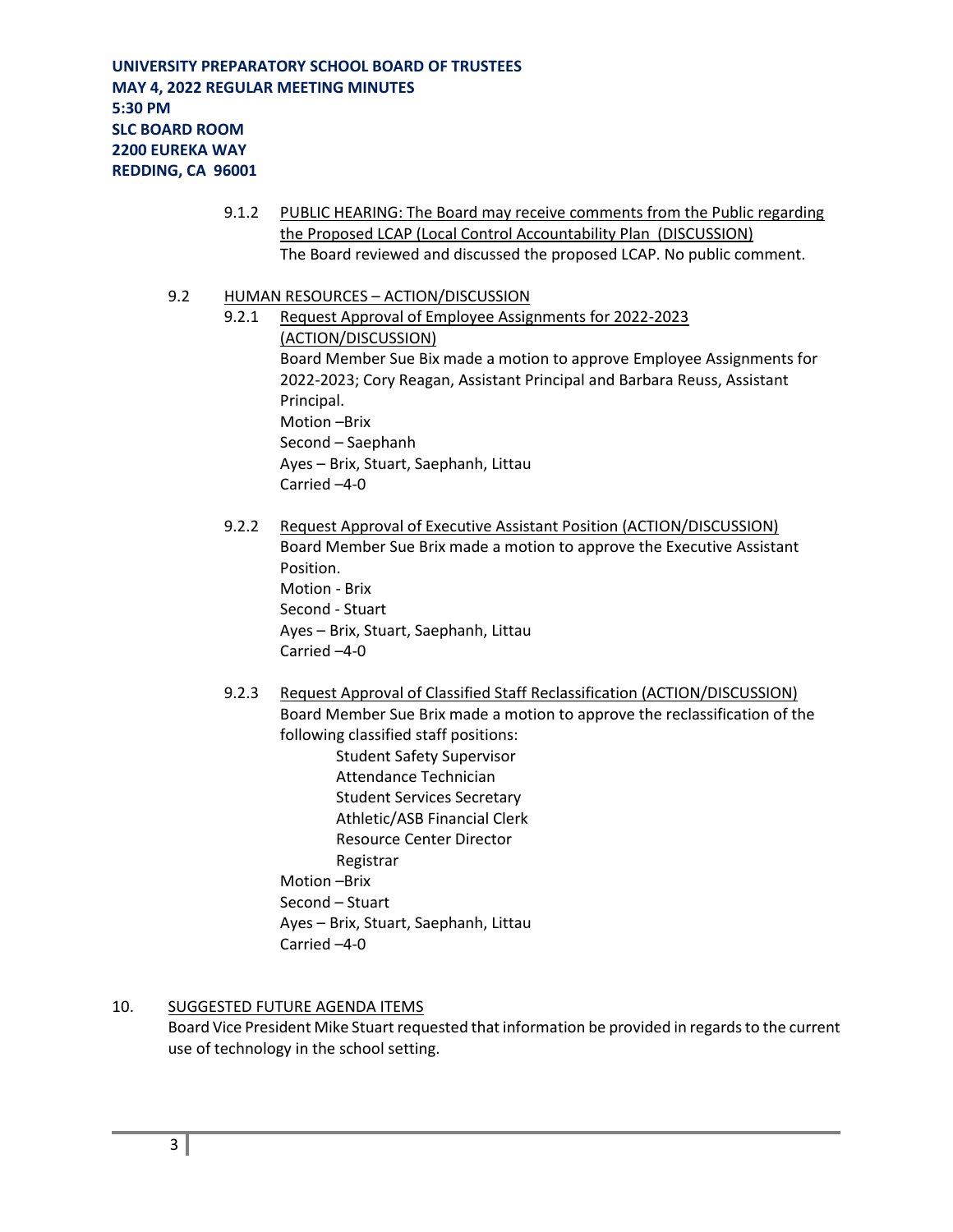**UNIVERSITY PREPARATORY SCHOOL BOARD OF TRUSTEES**
**MAY 4, 2022 REGULAR MEETING MINUTES**
**5:30 PM**
**SLC BOARD ROOM**
**2200 EUREKA WAY**
**REDDING, CA 96001**

9.1.2 PUBLIC HEARING: The Board may receive comments from the Public regarding the Proposed LCAP (Local Control Accountability Plan (DISCUSSION)
The Board reviewed and discussed the proposed LCAP. No public comment.

9.2 HUMAN RESOURCES – ACTION/DISCUSSION

9.2.1 Request Approval of Employee Assignments for 2022-2023 (ACTION/DISCUSSION)
Board Member Sue Bix made a motion to approve Employee Assignments for 2022-2023; Cory Reagan, Assistant Principal and Barbara Reuss, Assistant Principal.
Motion –Brix
Second – Saephanh
Ayes – Brix, Stuart, Saephanh, Littau
Carried –4-0

9.2.2 Request Approval of Executive Assistant Position (ACTION/DISCUSSION)
Board Member Sue Brix made a motion to approve the Executive Assistant Position.
Motion - Brix
Second - Stuart
Ayes – Brix, Stuart, Saephanh, Littau
Carried –4-0

9.2.3 Request Approval of Classified Staff Reclassification (ACTION/DISCUSSION)
Board Member Sue Brix made a motion to approve the reclassification of the following classified staff positions:

- Student Safety Supervisor
- Attendance Technician
- Student Services Secretary
- Athletic/ASB Financial Clerk
- Resource Center Director
- Registrar

Motion –Brix
Second – Stuart
Ayes – Brix, Stuart, Saephanh, Littau
Carried –4-0

10. SUGGESTED FUTURE AGENDA ITEMS
Board Vice President Mike Stuart requested that information be provided in regards to the current use of technology in the school setting.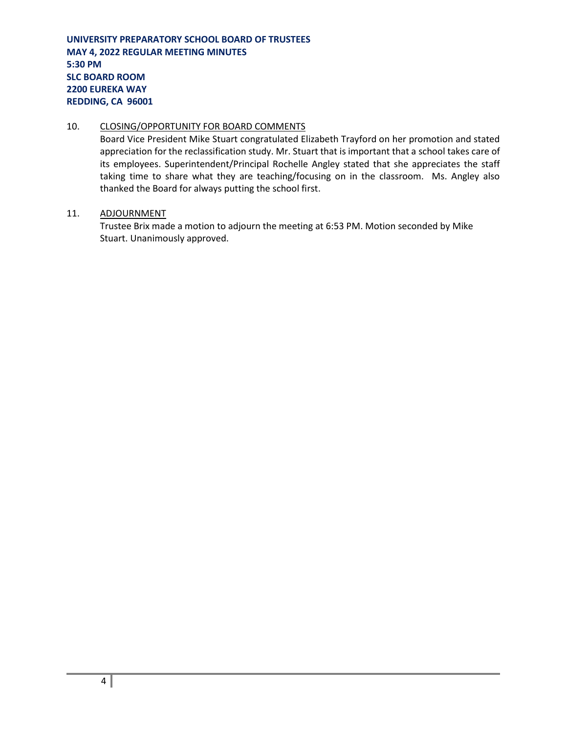**UNIVERSITY PREPARATORY SCHOOL BOARD OF TRUSTEES**
**MAY 4, 2022 REGULAR MEETING MINUTES**
**5:30 PM**
**SLC BOARD ROOM**
**2200 EUREKA WAY**
**REDDING, CA 96001**

10. <u>CLOSING/OPPORTUNITY FOR BOARD COMMENTS</u>

    Board Vice President Mike Stuart congratulated Elizabeth Trayford on her promotion and stated appreciation for the reclassification study. Mr. Stuart that is important that a school takes care of its employees. Superintendent/Principal Rochelle Angley stated that she appreciates the staff taking time to share what they are teaching/focusing on in the classroom. Ms. Angley also thanked the Board for always putting the school first.

11. <u>ADJOURNMENT</u>

    Trustee Brix made a motion to adjourn the meeting at 6:53 PM. Motion seconded by Mike Stuart. Unanimously approved.